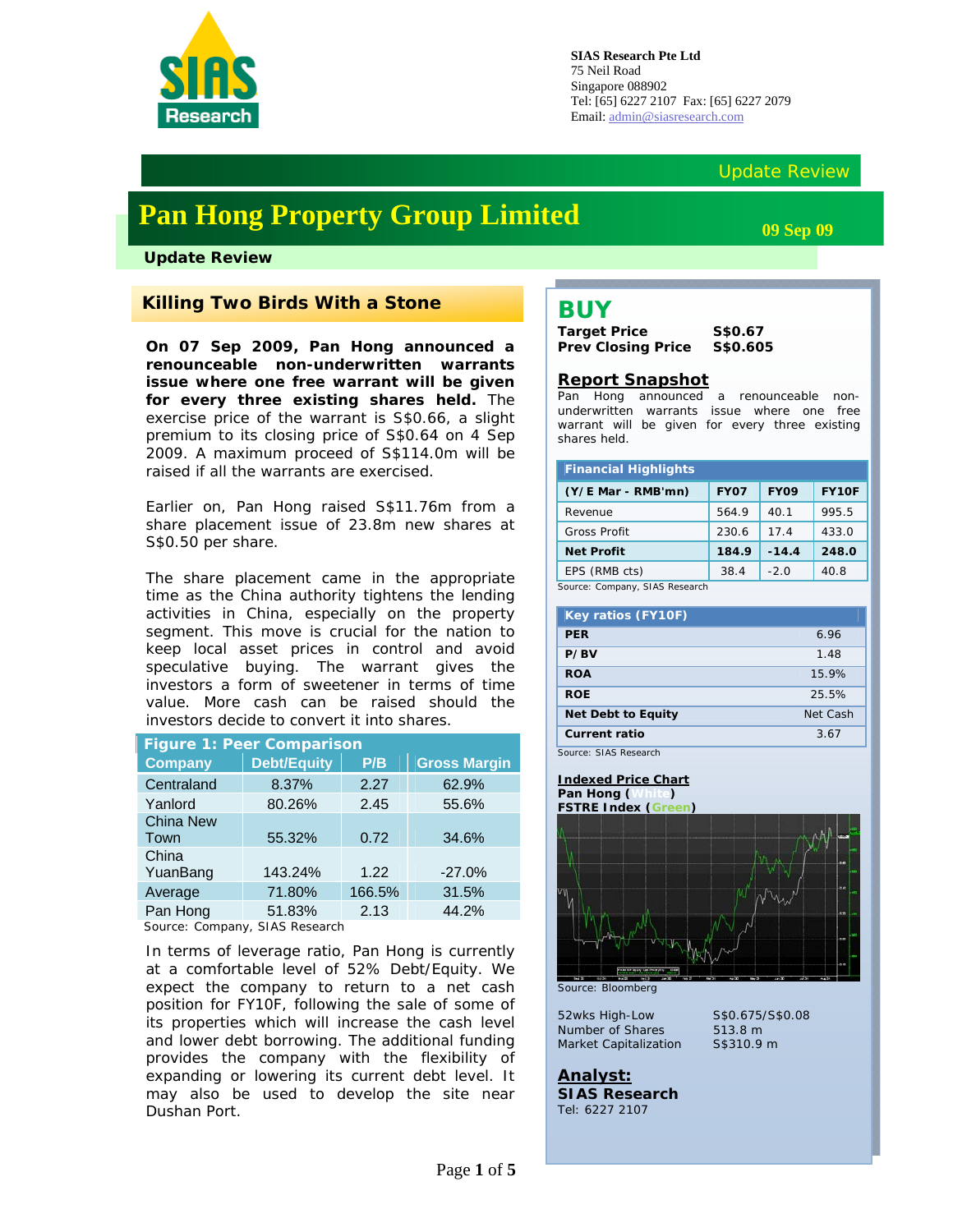SIAS Research Pte Ltd
75 Neil Road
Singapore 088902
Tel: [65] 6227 2107 Fax: [65] 6227 2079
Email: admin@siasresearch.com

Update Review

# Pan Hong Property Group Limited

09 Sep 09

**Update Review**

## Killing Two Birds With a Stone

**On 07 Sep 2009, Pan Hong announced a renounceable non-underwritten warrants issue where one free warrant will be given for every three existing shares held.** The exercise price of the warrant is S$0.66, a slight premium to its closing price of S$0.64 on 4 Sep 2009. A maximum proceed of S$114.0m will be raised if all the warrants are exercised.

Earlier on, Pan Hong raised S$11.76m from a share placement issue of 23.8m new shares at S$0.50 per share.

The share placement came in the appropriate time as the China authority tightens the lending activities in China, especially on the property segment. This move is crucial for the nation to keep local asset prices in control and avoid speculative buying. The warrant gives the investors a form of sweetener in terms of time value. More cash can be raised should the investors decide to convert it into shares.

**Figure 1: Peer Comparison**

| Company | Debt/Equity | P/B | Gross Margin |
|---|---|---|---|
| Centraland | 8.37% | 2.27 | 62.9% |
| Yanlord | 80.26% | 2.45 | 55.6% |
| China New Town | 55.32% | 0.72 | 34.6% |
| China YuanBang | 143.24% | 1.22 | -27.0% |
| Average | 71.80% | 166.5% | 31.5% |
| Pan Hong | 51.83% | 2.13 | 44.2% |

Source: Company, SIAS Research

In terms of leverage ratio, Pan Hong is currently at a comfortable level of 52% Debt/Equity. We expect the company to return to a net cash position for FY10F, following the sale of some of its properties which will increase the cash level and lower debt borrowing. The additional funding provides the company with the flexibility of expanding or lowering its current debt level. It may also be used to develop the site near Dushan Port.

## BUY

| | |
|---|---|
| **Target Price** | **S$0.67** |
| **Prev Closing Price** | **S$0.605** |

### Report Snapshot

Pan Hong announced a renounceable non-underwritten warrants issue where one free warrant will be given for every three existing shares held.

**Financial Highlights**

| (Y/E Mar - RMB'mn) | FY07 | FY09 | FY10F |
|---|---|---|---|
| Revenue | 564.9 | 40.1 | 995.5 |
| Gross Profit | 230.6 | 17.4 | 433.0 |
| **Net Profit** | **184.9** | **-14.4** | **248.0** |
| EPS (RMB cts) | 38.4 | -2.0 | 40.8 |

Source: Company, SIAS Research

**Key ratios (FY10F)**

| | |
|---|---|
| **PER** | 6.96 |
| **P/BV** | 1.48 |
| **ROA** | 15.9% |
| **ROE** | 25.5% |
| **Net Debt to Equity** | Net Cash |
| **Current ratio** | 3.67 |

Source: SIAS Research

**Indexed Price Chart**
**Pan Hong (White)**
**FSTRE Index (Green)**

Source: Bloomberg

| | |
|---|---|
| 52wks High-Low | S$0.675/S$0.08 |
| Number of Shares | 513.8 m |
| Market Capitalization | S$310.9 m |

**Analyst:**
**SIAS Research**
Tel: 6227 2107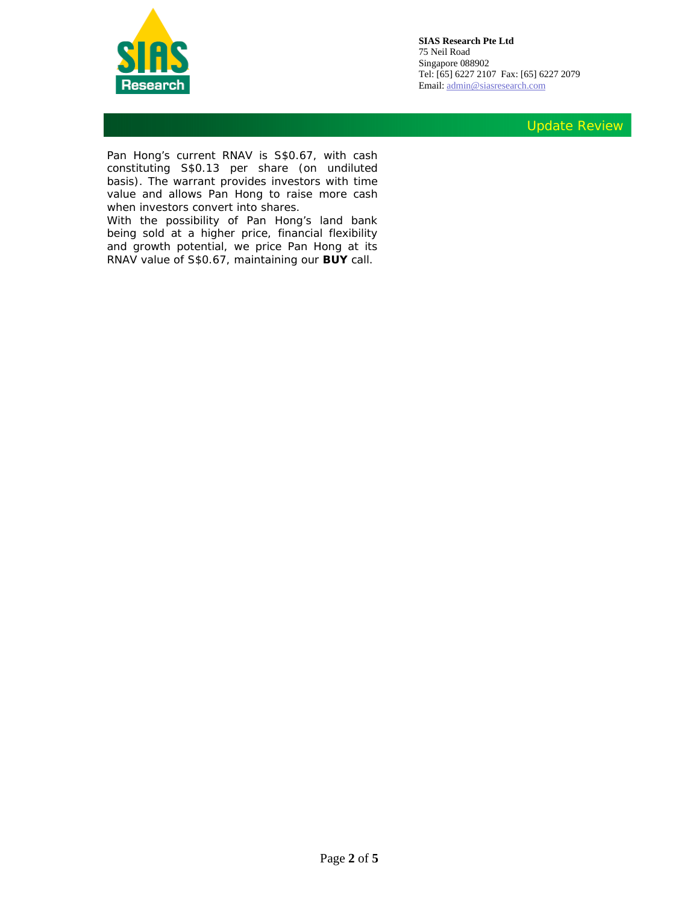Pan Hong's current RNAV is S$0.67, with cash constituting S$0.13 per share (on undiluted basis). The warrant provides investors with time value and allows Pan Hong to raise more cash when investors convert into shares.

With the possibility of Pan Hong's land bank being sold at a higher price, financial flexibility and growth potential, we price Pan Hong at its RNAV value of S$0.67, maintaining our **BUY** call.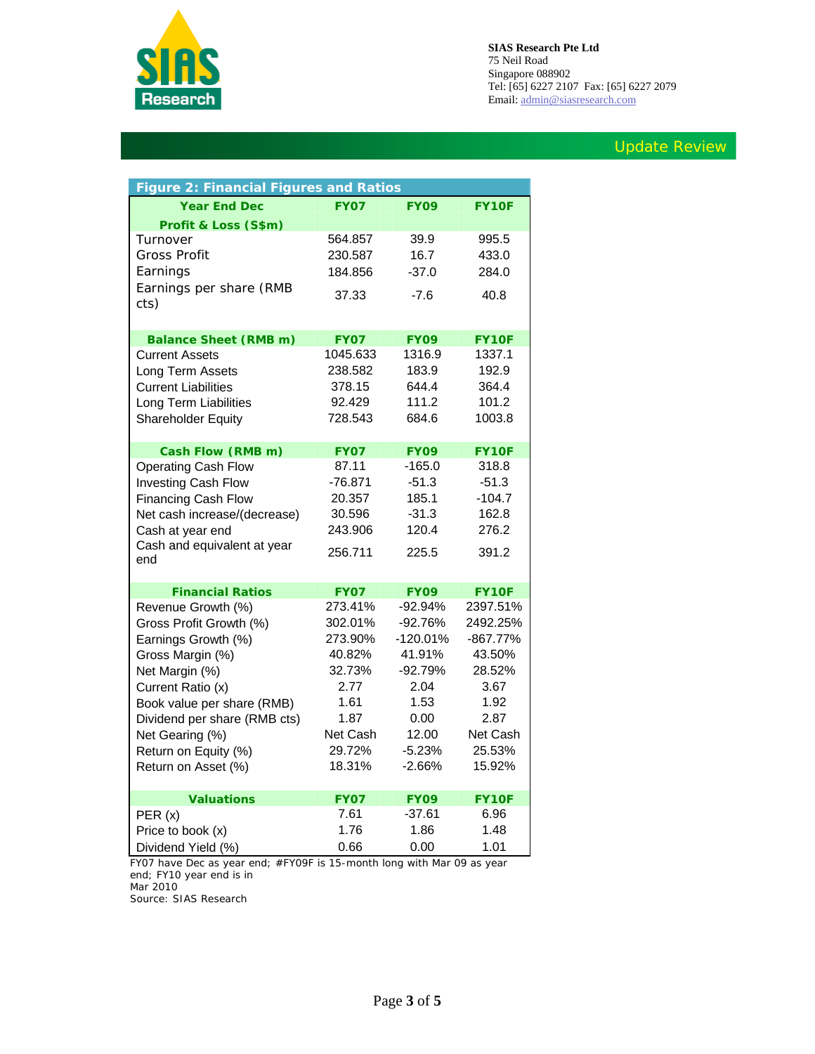SIAS Research Pte Ltd
75 Neil Road
Singapore 088902
Tel: [65] 6227 2107 Fax: [65] 6227 2079
Email: admin@siasresearch.com

Update Review

**Figure 2: Financial Figures and Ratios**

| Year End Dec | FY07 | FY09 | FY10F |
|---|---|---|---|
| **Profit & Loss (S$m)** | | | |
| Turnover | 564.857 | 39.9 | 995.5 |
| Gross Profit | 230.587 | 16.7 | 433.0 |
| Earnings | 184.856 | -37.0 | 284.0 |
| Earnings per share (RMB cts) | 37.33 | -7.6 | 40.8 |
| **Balance Sheet (RMB m)** | **FY07** | **FY09** | **FY10F** |
| Current Assets | 1045.633 | 1316.9 | 1337.1 |
| Long Term Assets | 238.582 | 183.9 | 192.9 |
| Current Liabilities | 378.15 | 644.4 | 364.4 |
| Long Term Liabilities | 92.429 | 111.2 | 101.2 |
| Shareholder Equity | 728.543 | 684.6 | 1003.8 |
| **Cash Flow (RMB m)** | **FY07** | **FY09** | **FY10F** |
| Operating Cash Flow | 87.11 | -165.0 | 318.8 |
| Investing Cash Flow | -76.871 | -51.3 | -51.3 |
| Financing Cash Flow | 20.357 | 185.1 | -104.7 |
| Net cash increase/(decrease) | 30.596 | -31.3 | 162.8 |
| Cash at year end | 243.906 | 120.4 | 276.2 |
| Cash and equivalent at year end | 256.711 | 225.5 | 391.2 |
| **Financial Ratios** | **FY07** | **FY09** | **FY10F** |
| Revenue Growth (%) | 273.41% | -92.94% | 2397.51% |
| Gross Profit Growth (%) | 302.01% | -92.76% | 2492.25% |
| Earnings Growth (%) | 273.90% | -120.01% | -867.77% |
| Gross Margin (%) | 40.82% | 41.91% | 43.50% |
| Net Margin (%) | 32.73% | -92.79% | 28.52% |
| Current Ratio (x) | 2.77 | 2.04 | 3.67 |
| Book value per share (RMB) | 1.61 | 1.53 | 1.92 |
| Dividend per share (RMB cts) | 1.87 | 0.00 | 2.87 |
| Net Gearing (%) | Net Cash | 12.00 | Net Cash |
| Return on Equity (%) | 29.72% | -5.23% | 25.53% |
| Return on Asset (%) | 18.31% | -2.66% | 15.92% |
| **Valuations** | **FY07** | **FY09** | **FY10F** |
| PER (x) | 7.61 | -37.61 | 6.96 |
| Price to book (x) | 1.76 | 1.86 | 1.48 |
| Dividend Yield (%) | 0.66 | 0.00 | 1.01 |

FY07 have Dec as year end; #FY09F is 15-month long with Mar 09 as year end; FY10 year end is in Mar 2010

Source: SIAS Research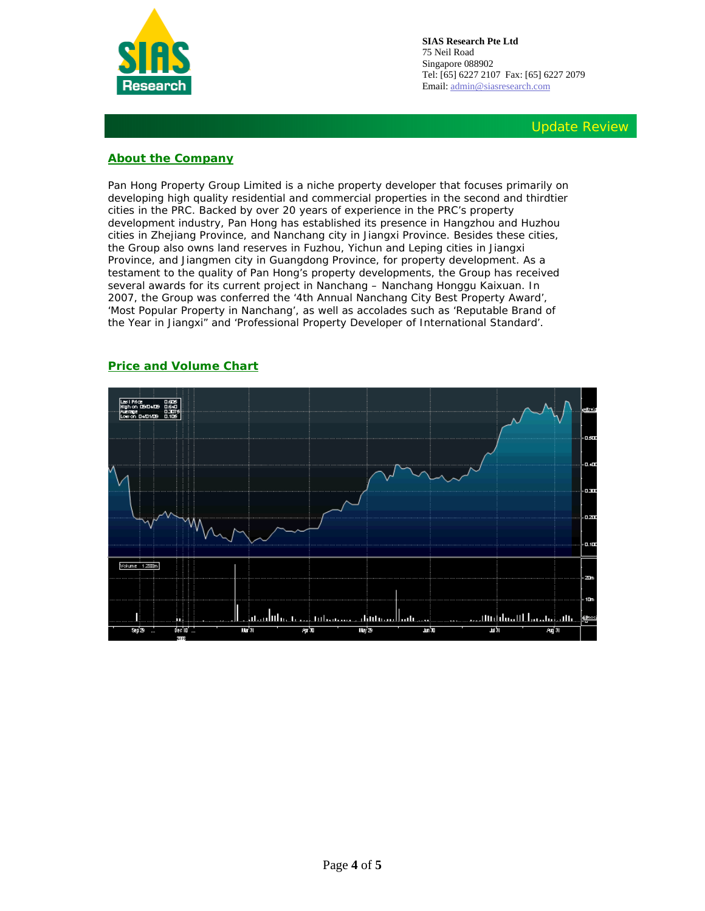**SIAS Research Pte Ltd**
75 Neil Road
Singapore 088902
Tel: [65] 6227 2107 Fax: [65] 6227 2079
Email: admin@siasresearch.com

Update Review

## About the Company

Pan Hong Property Group Limited is a niche property developer that focuses primarily on developing high quality residential and commercial properties in the second and thirdtier cities in the PRC. Backed by over 20 years of experience in the PRC's property development industry, Pan Hong has established its presence in Hangzhou and Huzhou cities in Zhejiang Province, and Nanchang city in Jiangxi Province. Besides these cities, the Group also owns land reserves in Fuzhou, Yichun and Leping cities in Jiangxi Province, and Jiangmen city in Guangdong Province, for property development. As a testament to the quality of Pan Hong's property developments, the Group has received several awards for its current project in Nanchang – Nanchang Honggu Kaixuan. In 2007, the Group was conferred the '4th Annual Nanchang City Best Property Award', 'Most Popular Property in Nanchang', as well as accolades such as 'Reputable Brand of the Year in Jiangxi" and 'Professional Property Developer of International Standard'.

## Price and Volume Chart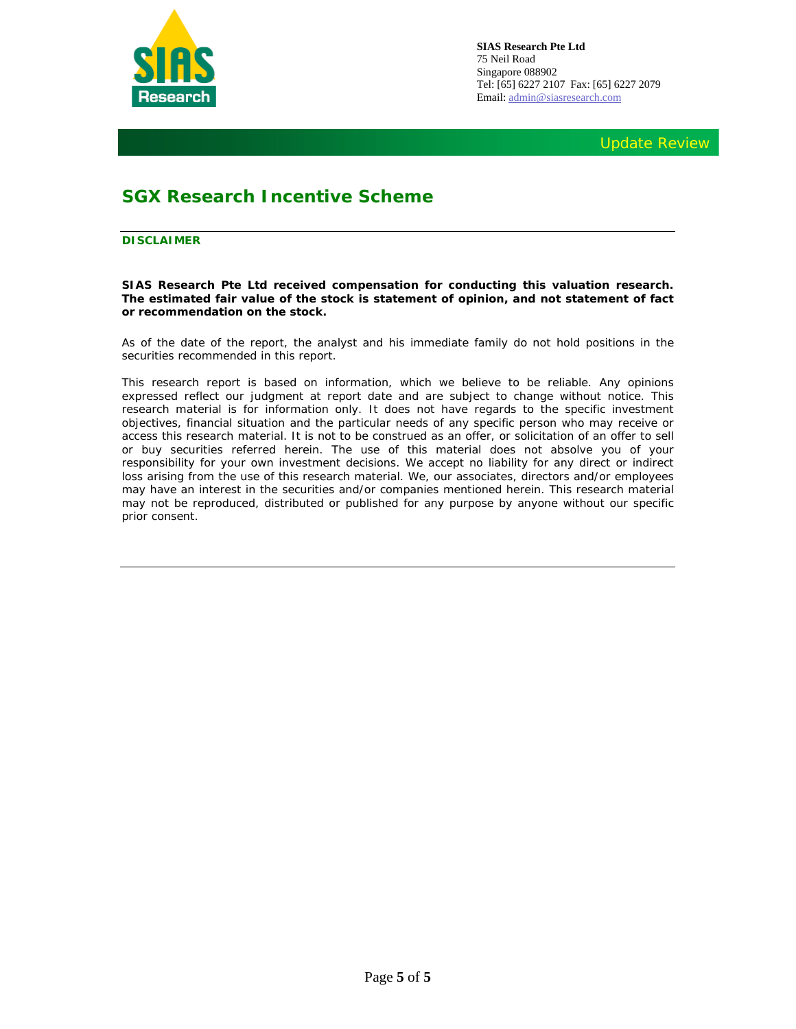**SIAS Research Pte Ltd**
75 Neil Road
Singapore 088902
Tel: [65] 6227 2107 Fax: [65] 6227 2079
Email: admin@siasresearch.com

Update Review

## SGX Research Incentive Scheme

### DISCLAIMER

**SIAS Research Pte Ltd received compensation for conducting this valuation research. The estimated fair value of the stock is statement of opinion, and not statement of fact or recommendation on the stock.**

As of the date of the report, the analyst and his immediate family do not hold positions in the securities recommended in this report.

This research report is based on information, which we believe to be reliable. Any opinions expressed reflect our judgment at report date and are subject to change without notice. This research material is for information only. It does not have regards to the specific investment objectives, financial situation and the particular needs of any specific person who may receive or access this research material. It is not to be construed as an offer, or solicitation of an offer to sell or buy securities referred herein. The use of this material does not absolve you of your responsibility for your own investment decisions. We accept no liability for any direct or indirect loss arising from the use of this research material. We, our associates, directors and/or employees may have an interest in the securities and/or companies mentioned herein. This research material may not be reproduced, distributed or published for any purpose by anyone without our specific prior consent.